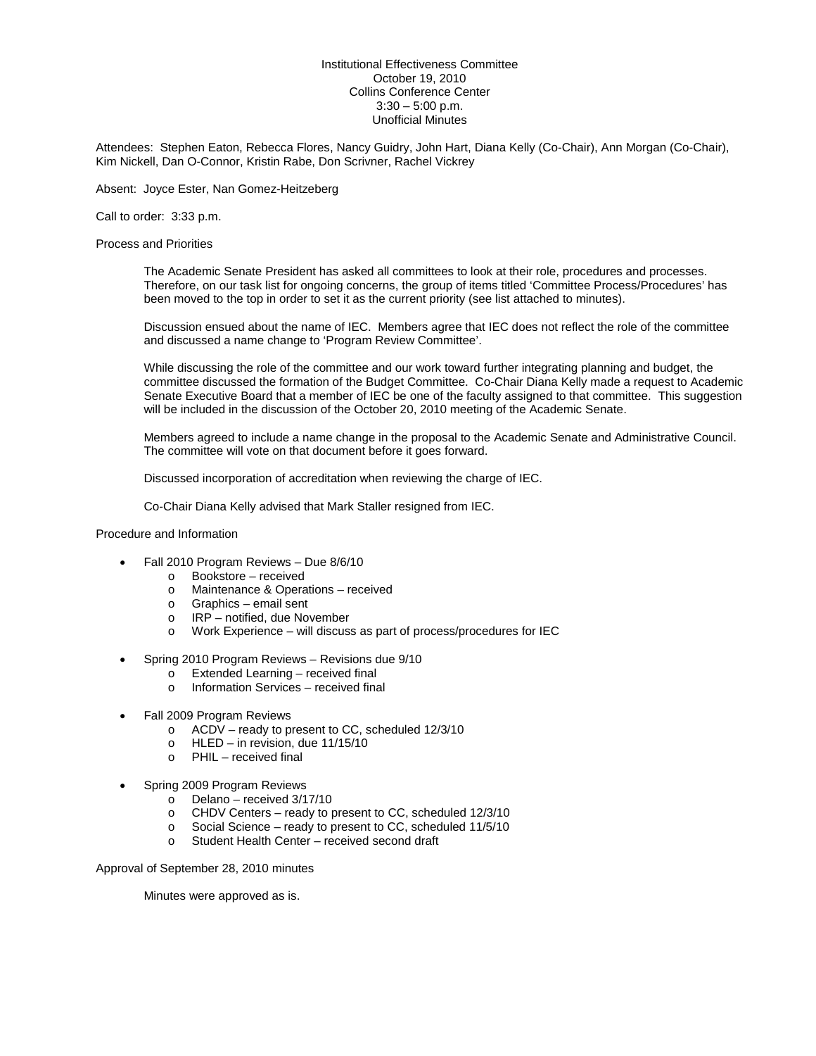Institutional Effectiveness Committee
October 19, 2010
Collins Conference Center
3:30 – 5:00 p.m.
Unofficial Minutes

Attendees: Stephen Eaton, Rebecca Flores, Nancy Guidry, John Hart, Diana Kelly (Co-Chair), Ann Morgan (Co-Chair), Kim Nickell, Dan O-Connor, Kristin Rabe, Don Scrivner, Rachel Vickrey

Absent: Joyce Ester, Nan Gomez-Heitzeberg

Call to order: 3:33 p.m.

Process and Priorities

The Academic Senate President has asked all committees to look at their role, procedures and processes. Therefore, on our task list for ongoing concerns, the group of items titled 'Committee Process/Procedures' has been moved to the top in order to set it as the current priority (see list attached to minutes).

Discussion ensued about the name of IEC. Members agree that IEC does not reflect the role of the committee and discussed a name change to 'Program Review Committee'.

While discussing the role of the committee and our work toward further integrating planning and budget, the committee discussed the formation of the Budget Committee. Co-Chair Diana Kelly made a request to Academic Senate Executive Board that a member of IEC be one of the faculty assigned to that committee. This suggestion will be included in the discussion of the October 20, 2010 meeting of the Academic Senate.

Members agreed to include a name change in the proposal to the Academic Senate and Administrative Council. The committee will vote on that document before it goes forward.

Discussed incorporation of accreditation when reviewing the charge of IEC.

Co-Chair Diana Kelly advised that Mark Staller resigned from IEC.

Procedure and Information

- Fall 2010 Program Reviews – Due 8/6/10
  - Bookstore – received
  - Maintenance & Operations – received
  - Graphics – email sent
  - IRP – notified, due November
  - Work Experience – will discuss as part of process/procedures for IEC
- Spring 2010 Program Reviews – Revisions due 9/10
  - Extended Learning – received final
  - Information Services – received final
- Fall 2009 Program Reviews
  - ACDV – ready to present to CC, scheduled 12/3/10
  - HLED – in revision, due 11/15/10
  - PHIL – received final
- Spring 2009 Program Reviews
  - Delano – received 3/17/10
  - CHDV Centers – ready to present to CC, scheduled 12/3/10
  - Social Science – ready to present to CC, scheduled 11/5/10
  - Student Health Center – received second draft

Approval of September 28, 2010 minutes

Minutes were approved as is.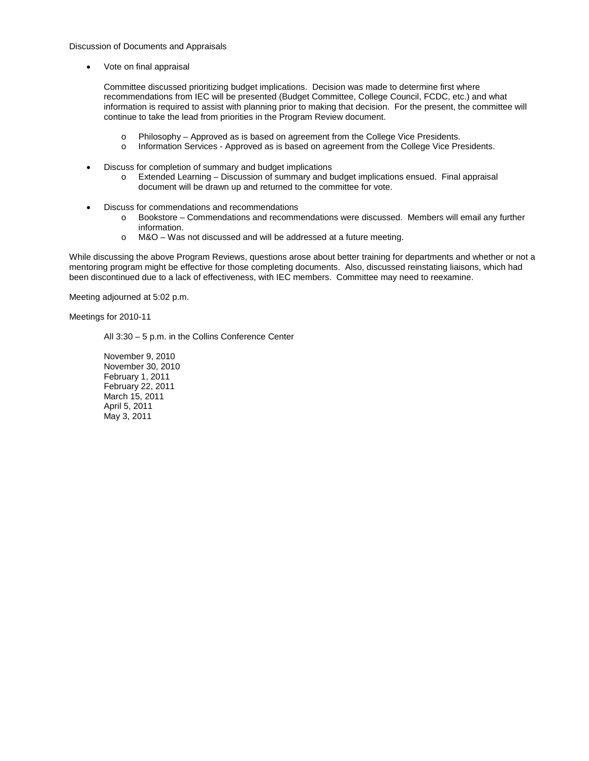Discussion of Documents and Appraisals

- Vote on final appraisal

  Committee discussed prioritizing budget implications. Decision was made to determine first where recommendations from IEC will be presented (Budget Committee, College Council, FCDC, etc.) and what information is required to assist with planning prior to making that decision. For the present, the committee will continue to take the lead from priorities in the Program Review document.

  - Philosophy – Approved as is based on agreement from the College Vice Presidents.
  - Information Services - Approved as is based on agreement from the College Vice Presidents.

- Discuss for completion of summary and budget implications
  - Extended Learning – Discussion of summary and budget implications ensued. Final appraisal document will be drawn up and returned to the committee for vote.

- Discuss for commendations and recommendations
  - Bookstore – Commendations and recommendations were discussed. Members will email any further information.
  - M&O – Was not discussed and will be addressed at a future meeting.

While discussing the above Program Reviews, questions arose about better training for departments and whether or not a mentoring program might be effective for those completing documents. Also, discussed reinstating liaisons, which had been discontinued due to a lack of effectiveness, with IEC members. Committee may need to reexamine.

Meeting adjourned at 5:02 p.m.

Meetings for 2010-11

All 3:30 – 5 p.m. in the Collins Conference Center

November 9, 2010
November 30, 2010
February 1, 2011
February 22, 2011
March 15, 2011
April 5, 2011
May 3, 2011